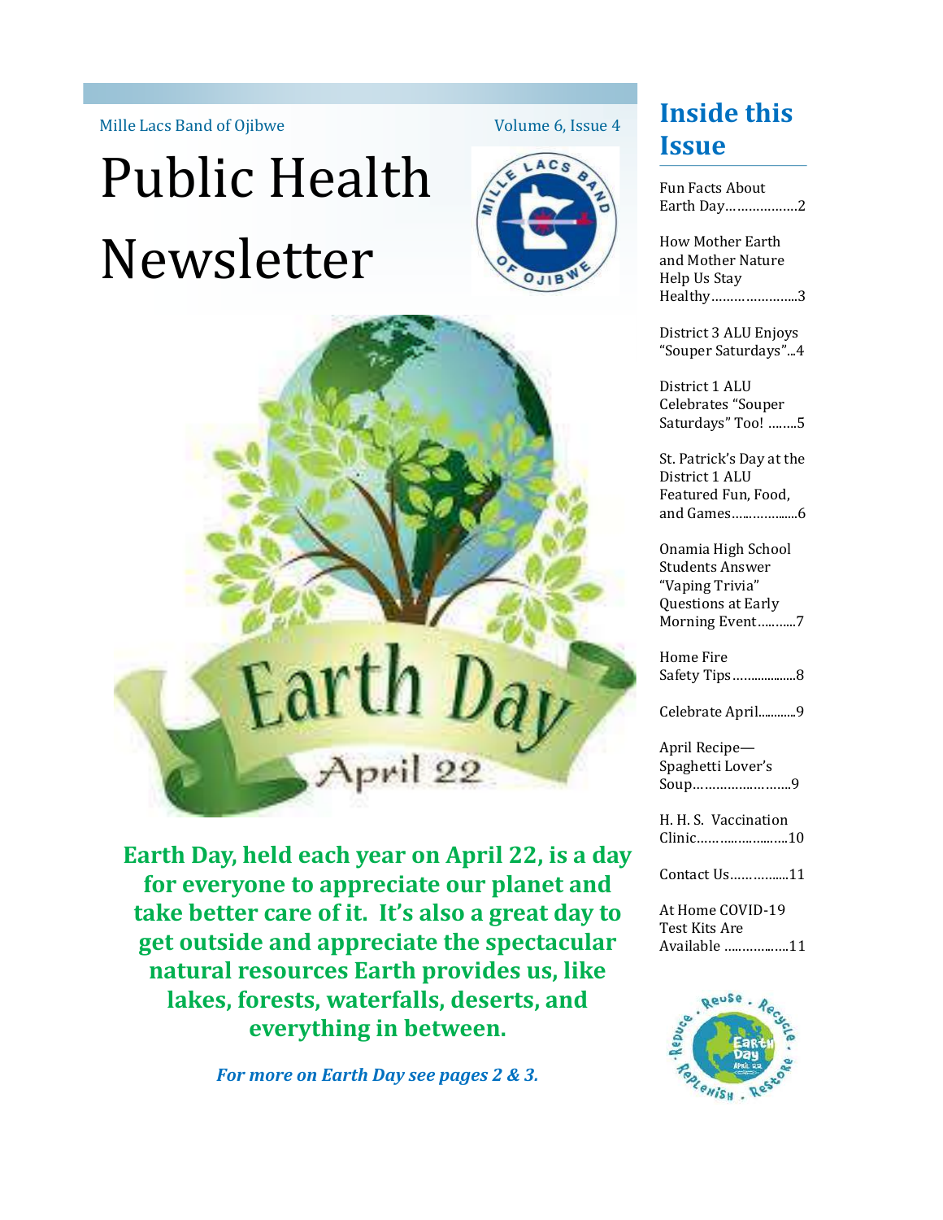Mille Lacs Band of Ojibwe

# Public Health Newsletter

**Earth Day, held each year on April 22, is a day for everyone to appreciate our planet and take better care of it. It's also a great day to get outside and appreciate the spectacular natural resources Earth provides us, like lakes, forests, waterfalls, deserts, and everything in between.**

***For more on Earth Day see pages 2 & 3.***

## Inside this Issue

- Fun Facts About Earth Day……………….2
- How Mother Earth and Mother Nature Help Us Stay Healthy…………………...3
- District 3 ALU Enjoys "Souper Saturdays"...4
- District 1 ALU Celebrates "Souper Saturdays" Too! ……..5
- St. Patrick's Day at the District 1 ALU Featured Fun, Food, and Games………………6
- Onamia High School Students Answer "Vaping Trivia" Questions at Early Morning Event………..7
- Home Fire Safety Tips………………..8
- Celebrate April………..9
- April Recipe—Spaghetti Lover's Soup……………………..9
- H. H. S. Vaccination Clinic……………………..10
- Contact Us……………..11
- At Home COVID-19 Test Kits Are Available ……………...11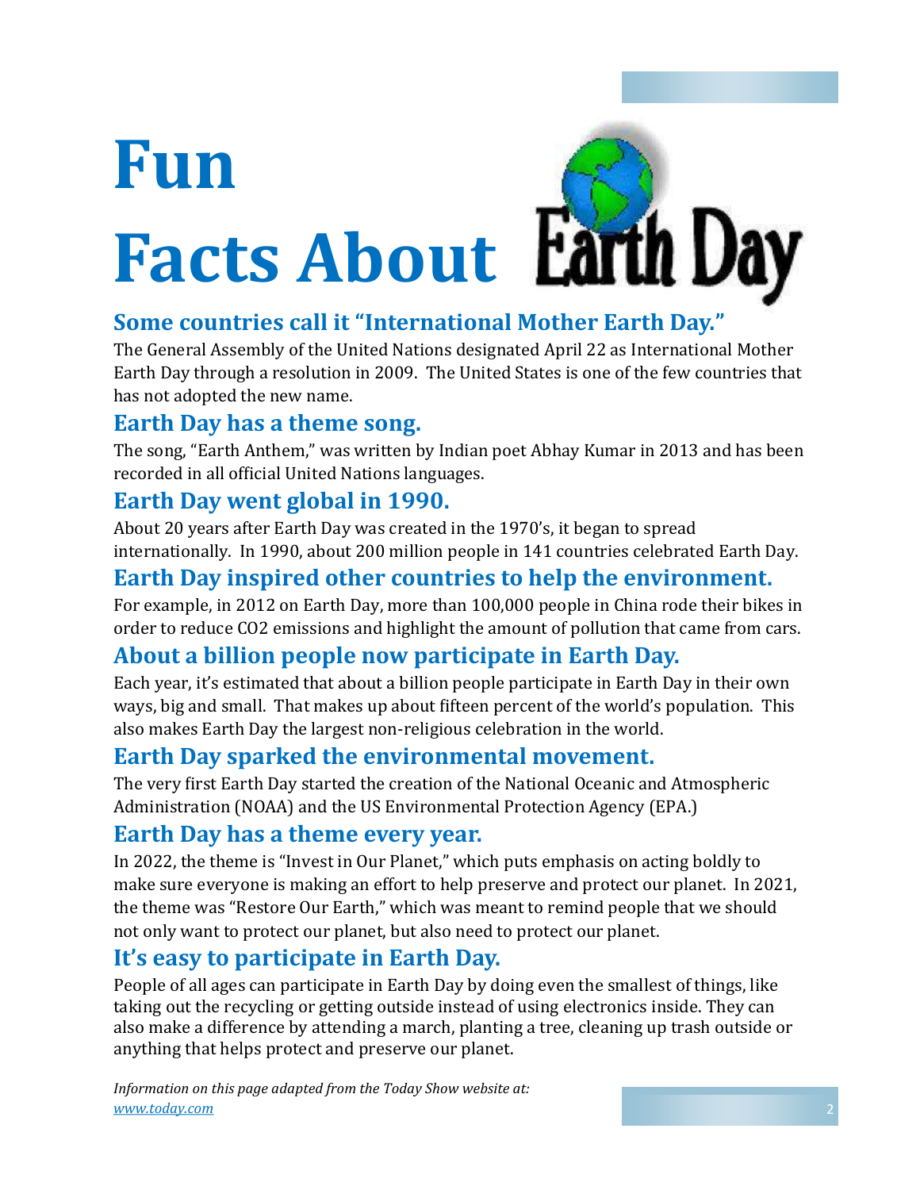# Fun Facts About Earth Day

## Some countries call it "International Mother Earth Day."

The General Assembly of the United Nations designated April 22 as International Mother Earth Day through a resolution in 2009. The United States is one of the few countries that has not adopted the new name.

## Earth Day has a theme song.

The song, "Earth Anthem," was written by Indian poet Abhay Kumar in 2013 and has been recorded in all official United Nations languages.

## Earth Day went global in 1990.

About 20 years after Earth Day was created in the 1970's, it began to spread internationally. In 1990, about 200 million people in 141 countries celebrated Earth Day.

## Earth Day inspired other countries to help the environment.

For example, in 2012 on Earth Day, more than 100,000 people in China rode their bikes in order to reduce $CO_2$ emissions and highlight the amount of pollution that came from cars.

## About a billion people now participate in Earth Day.

Each year, it's estimated that about a billion people participate in Earth Day in their own ways, big and small. That makes up about fifteen percent of the world's population. This also makes Earth Day the largest non-religious celebration in the world.

## Earth Day sparked the environmental movement.

The very first Earth Day started the creation of the National Oceanic and Atmospheric Administration (NOAA) and the US Environmental Protection Agency (EPA.)

## Earth Day has a theme every year.

In 2022, the theme is "Invest in Our Planet," which puts emphasis on acting boldly to make sure everyone is making an effort to help preserve and protect our planet. In 2021, the theme was "Restore Our Earth," which was meant to remind people that we should not only want to protect our planet, but also need to protect our planet.

## It's easy to participate in Earth Day.

People of all ages can participate in Earth Day by doing even the smallest of things, like taking out the recycling or getting outside instead of using electronics inside. They can also make a difference by attending a march, planting a tree, cleaning up trash outside or anything that helps protect and preserve our planet.

*Information on this page adapted from the Today Show website at: [www.today.com](www.today.com)*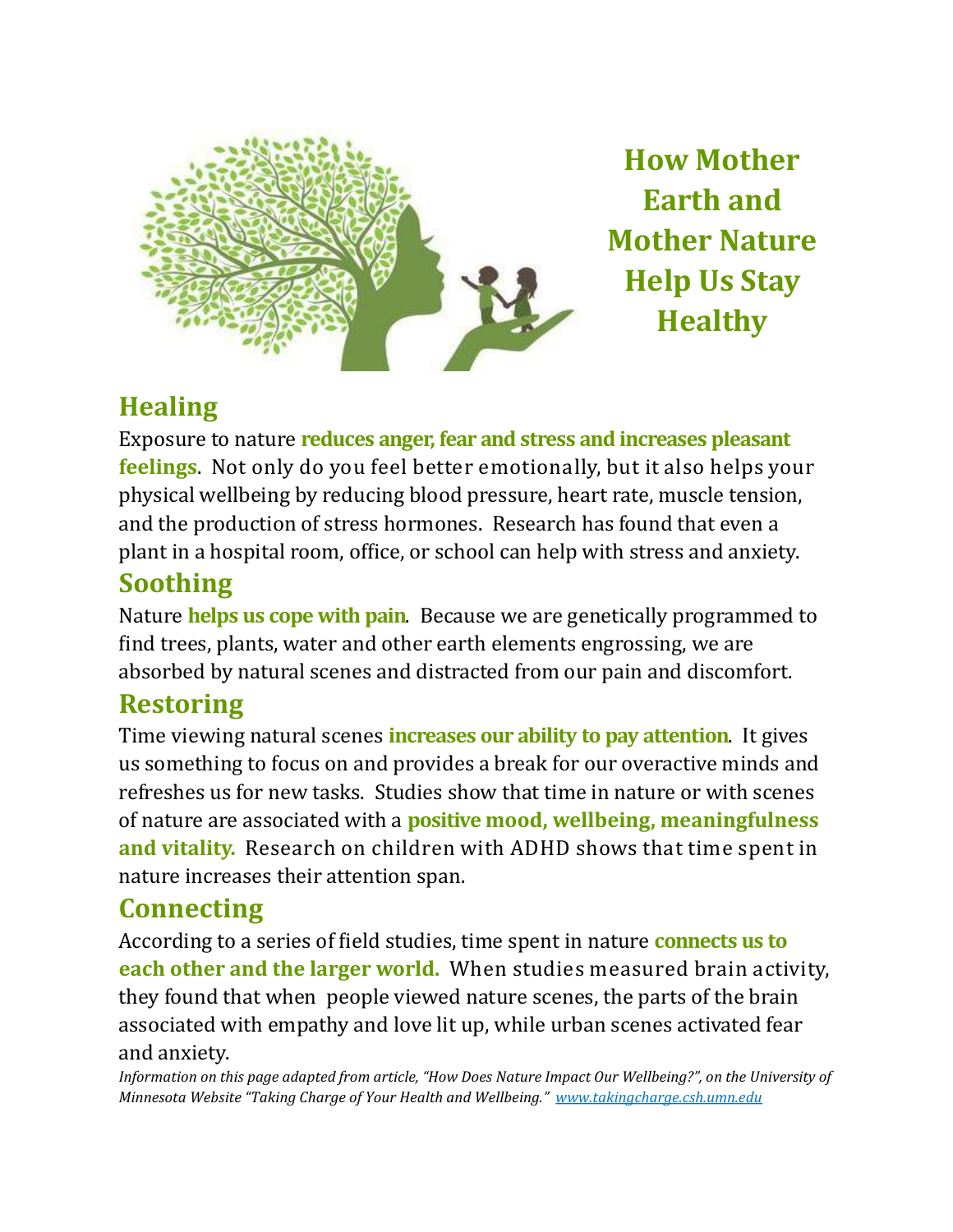# How Mother Earth and Mother Nature Help Us Stay Healthy

## Healing

Exposure to nature **reduces anger, fear and stress and increases pleasant feelings**. Not only do you feel better emotionally, but it also helps your physical wellbeing by reducing blood pressure, heart rate, muscle tension, and the production of stress hormones. Research has found that even a plant in a hospital room, office, or school can help with stress and anxiety.

## Soothing

Nature **helps us cope with pain**. Because we are genetically programmed to find trees, plants, water and other earth elements engrossing, we are absorbed by natural scenes and distracted from our pain and discomfort.

## Restoring

Time viewing natural scenes **increases our ability to pay attention**. It gives us something to focus on and provides a break for our overactive minds and refreshes us for new tasks. Studies show that time in nature or with scenes of nature are associated with a **positive mood, wellbeing, meaningfulness and vitality.** Research on children with ADHD shows that time spent in nature increases their attention span.

## Connecting

According to a series of field studies, time spent in nature **connects us to each other and the larger world.** When studies measured brain activity, they found that when people viewed nature scenes, the parts of the brain associated with empathy and love lit up, while urban scenes activated fear and anxiety.

*Information on this page adapted from article, "How Does Nature Impact Our Wellbeing?", on the University of Minnesota Website "Taking Charge of Your Health and Wellbeing." [www.takingcharge.csh.umn.edu](http://www.takingcharge.csh.umn.edu)*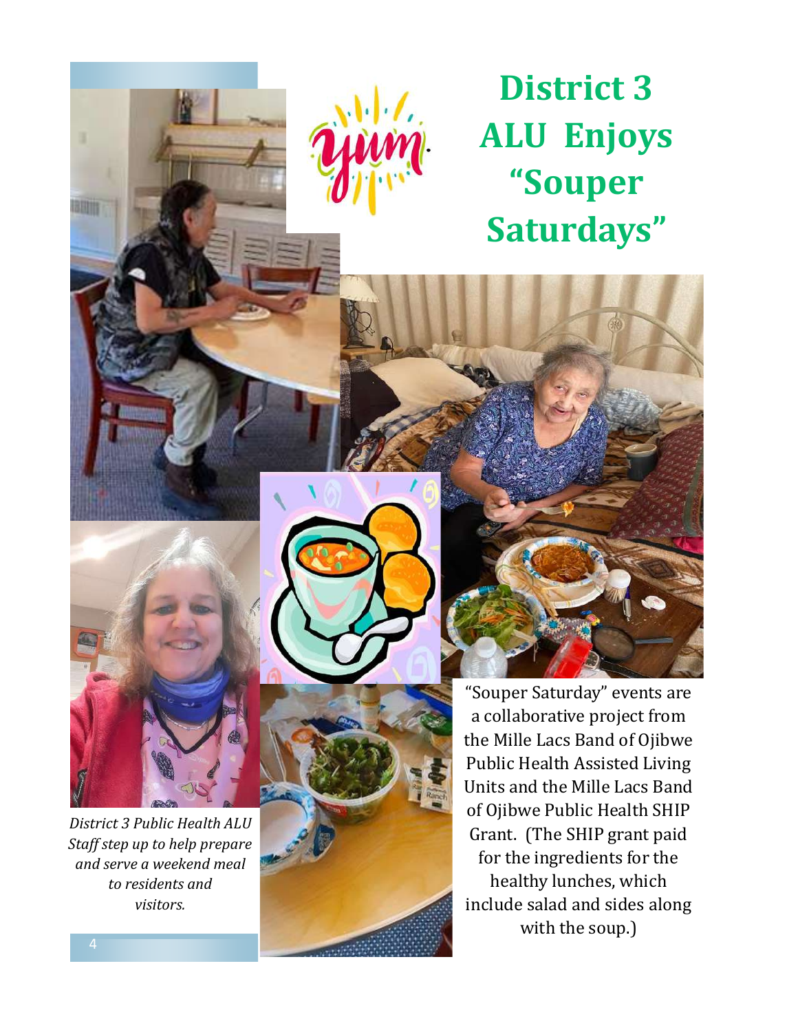# District 3 ALU Enjoys "Souper Saturdays"

*District 3 Public Health ALU Staff step up to help prepare and serve a weekend meal to residents and visitors.*

"Souper Saturday" events are a collaborative project from the Mille Lacs Band of Ojibwe Public Health Assisted Living Units and the Mille Lacs Band of Ojibwe Public Health SHIP Grant. (The SHIP grant paid for the ingredients for the healthy lunches, which include salad and sides along with the soup.)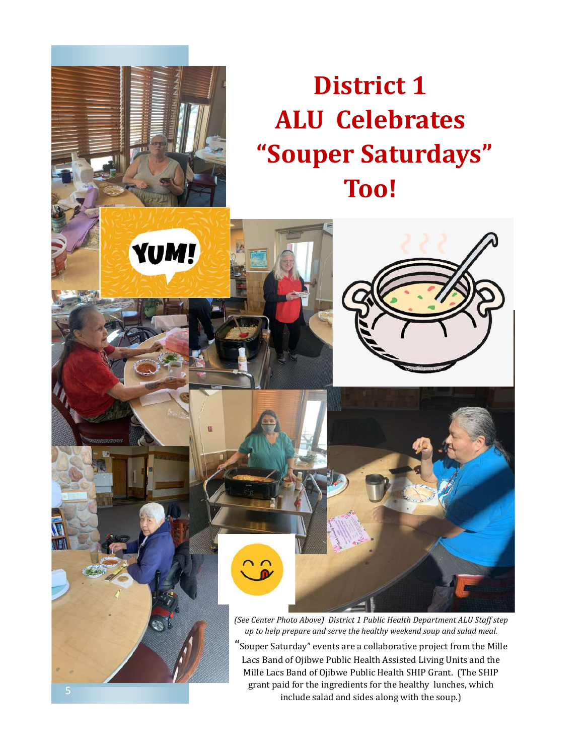# District 1 ALU Celebrates "Souper Saturdays" Too!

*(See Center Photo Above) District 1 Public Health Department ALU Staff step up to help prepare and serve the healthy weekend soup and salad meal.*

"Souper Saturday" events are a collaborative project from the Mille Lacs Band of Ojibwe Public Health Assisted Living Units and the Mille Lacs Band of Ojibwe Public Health SHIP Grant. (The SHIP grant paid for the ingredients for the healthy lunches, which include salad and sides along with the soup.)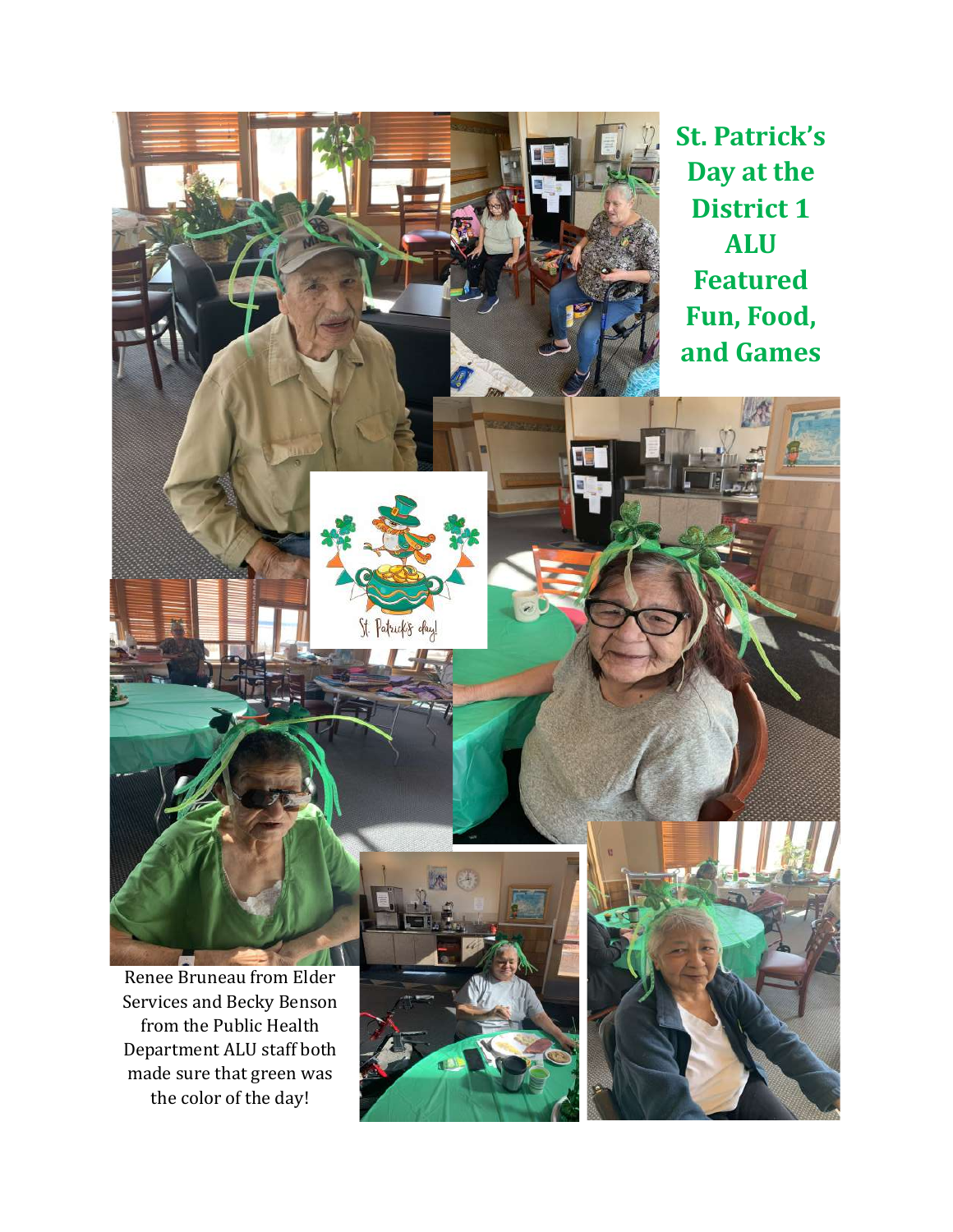# St. Patrick's Day at the District 1 ALU Featured Fun, Food, and Games

Renee Bruneau from Elder Services and Becky Benson from the Public Health Department ALU staff both made sure that green was the color of the day!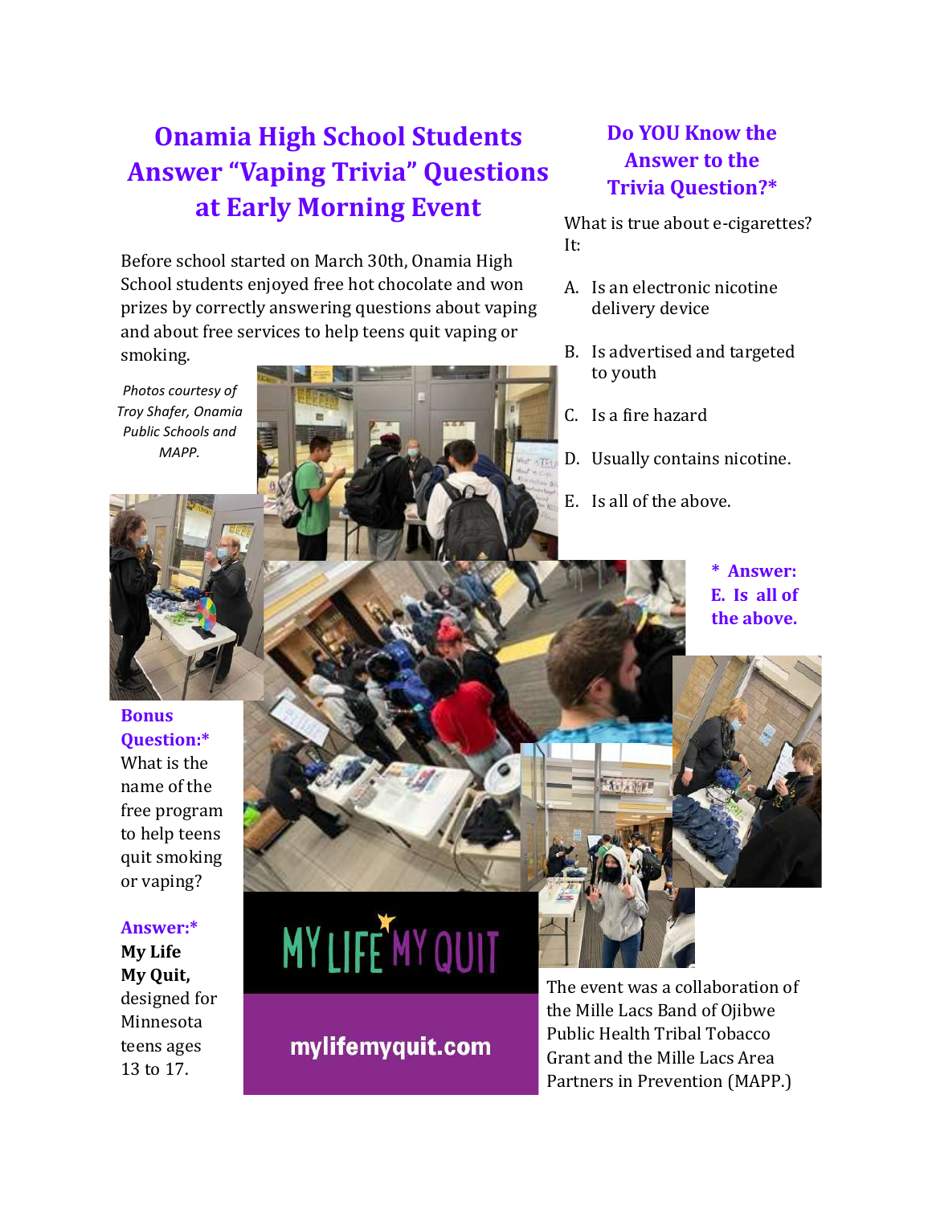# Onamia High School Students Answer "Vaping Trivia" Questions at Early Morning Event

Before school started on March 30th, Onamia High School students enjoyed free hot chocolate and won prizes by correctly answering questions about vaping and about free services to help teens quit vaping or smoking.

*Photos courtesy of Troy Shafer, Onamia Public Schools and MAPP.*

## Do YOU Know the Answer to the Trivia Question?*

What is true about e-cigarettes? It:

A. Is an electronic nicotine delivery device

B. Is advertised and targeted to youth

C. Is a fire hazard

D. Usually contains nicotine.

E. Is all of the above.

**\* Answer: E. Is all of the above.**

**Bonus Question:\***

What is the name of the free program to help teens quit smoking or vaping?

**Answer:\***

**My Life My Quit,** designed for Minnesota teens ages 13 to 17.

MY LIFE MY QUIT

mylifemyquit.com

The event was a collaboration of the Mille Lacs Band of Ojibwe Public Health Tribal Tobacco Grant and the Mille Lacs Area Partners in Prevention (MAPP.)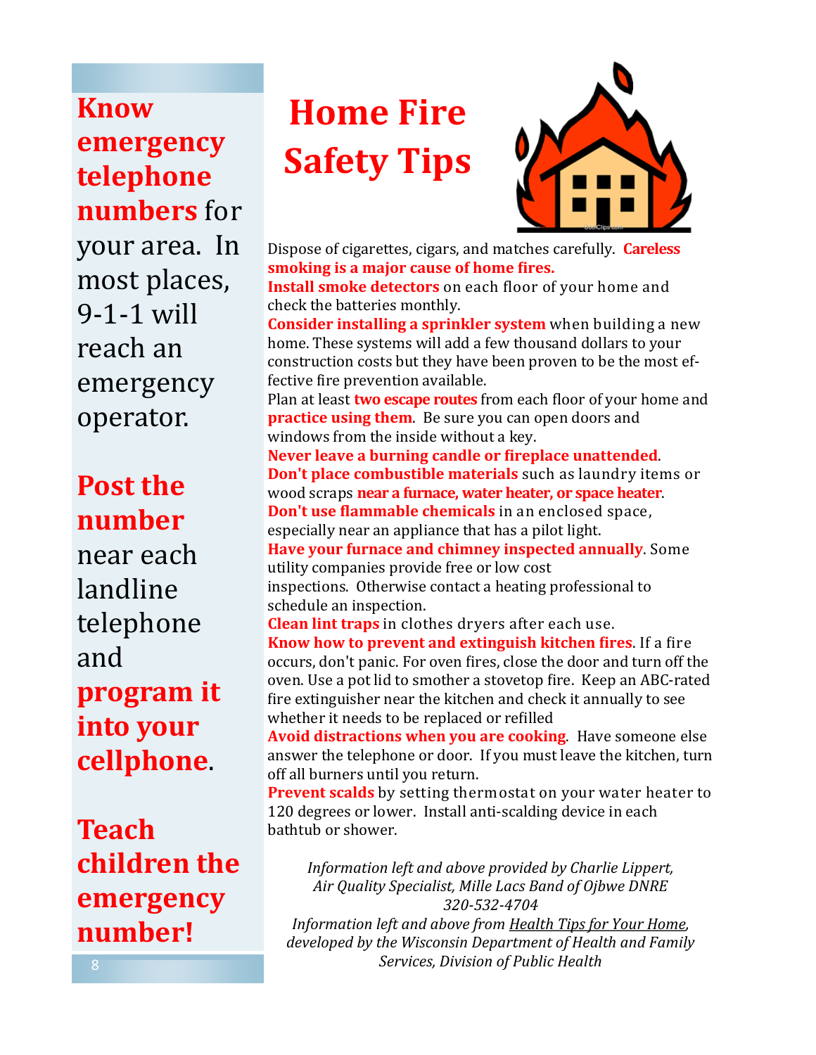**Know emergency telephone numbers** for your area. In most places, 9-1-1 will reach an emergency operator.

**Post the number** near each landline telephone and **program it into your cellphone**.

**Teach children the emergency number!**

# Home Fire Safety Tips

Dispose of cigarettes, cigars, and matches carefully. **Careless smoking is a major cause of home fires.**

**Install smoke detectors** on each floor of your home and check the batteries monthly.

**Consider installing a sprinkler system** when building a new home. These systems will add a few thousand dollars to your construction costs but they have been proven to be the most effective fire prevention available.

Plan at least **two escape routes** from each floor of your home and **practice using them**. Be sure you can open doors and windows from the inside without a key.

**Never leave a burning candle or fireplace unattended**.

**Don't place combustible materials** such as laundry items or wood scraps **near a furnace, water heater, or space heater**.

**Don't use flammable chemicals** in an enclosed space, especially near an appliance that has a pilot light.

**Have your furnace and chimney inspected annually**. Some utility companies provide free or low cost inspections. Otherwise contact a heating professional to schedule an inspection.

**Clean lint traps** in clothes dryers after each use.

**Know how to prevent and extinguish kitchen fires**. If a fire occurs, don't panic. For oven fires, close the door and turn off the oven. Use a pot lid to smother a stovetop fire. Keep an ABC-rated fire extinguisher near the kitchen and check it annually to see whether it needs to be replaced or refilled

**Avoid distractions when you are cooking**. Have someone else answer the telephone or door. If you must leave the kitchen, turn off all burners until you return.

**Prevent scalds** by setting thermostat on your water heater to 120 degrees or lower. Install anti-scalding device in each bathtub or shower.

*Information left and above provided by Charlie Lippert, Air Quality Specialist, Mille Lacs Band of Ojbwe DNRE 320-532-4704*

*Information left and above from Health Tips for Your Home, developed by the Wisconsin Department of Health and Family Services, Division of Public Health*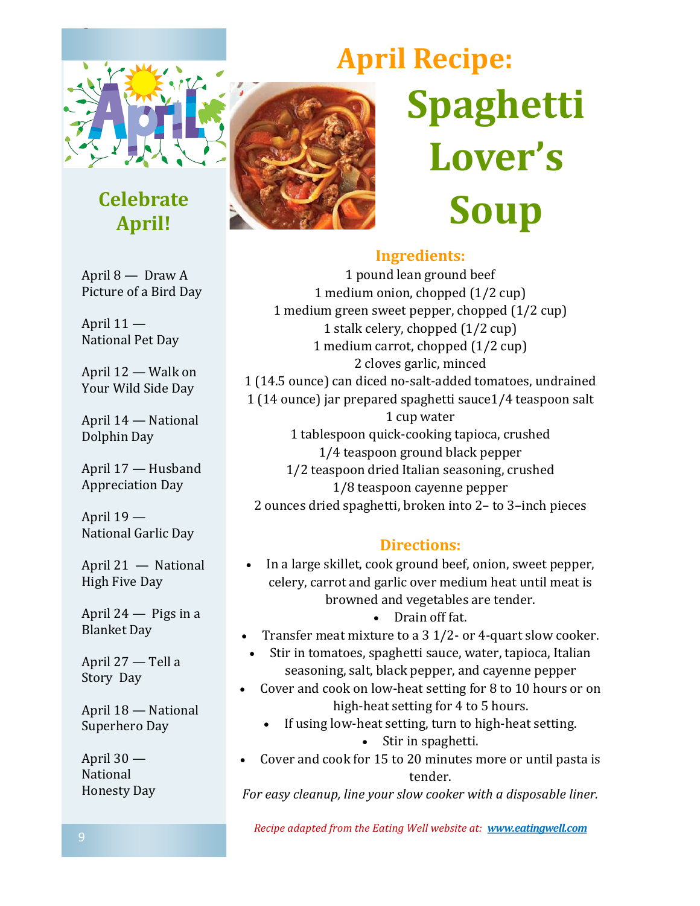# April Recipe: Spaghetti Lover's Soup

## Ingredients:

1 pound lean ground beef
1 medium onion, chopped (1/2 cup)
1 medium green sweet pepper, chopped (1/2 cup)
1 stalk celery, chopped (1/2 cup)
1 medium carrot, chopped (1/2 cup)
2 cloves garlic, minced
1 (14.5 ounce) can diced no-salt-added tomatoes, undrained
1 (14 ounce) jar prepared spaghetti sauce1/4 teaspoon salt
1 cup water
1 tablespoon quick-cooking tapioca, crushed
1/4 teaspoon ground black pepper
1/2 teaspoon dried Italian seasoning, crushed
1/8 teaspoon cayenne pepper
2 ounces dried spaghetti, broken into 2– to 3–inch pieces

## Directions:

- In a large skillet, cook ground beef, onion, sweet pepper, celery, carrot and garlic over medium heat until meat is browned and vegetables are tender.
- Drain off fat.
- Transfer meat mixture to a 3 1/2- or 4-quart slow cooker.
- Stir in tomatoes, spaghetti sauce, water, tapioca, Italian seasoning, salt, black pepper, and cayenne pepper
- Cover and cook on low-heat setting for 8 to 10 hours or on high-heat setting for 4 to 5 hours.
- If using low-heat setting, turn to high-heat setting.
- Stir in spaghetti.
- Cover and cook for 15 to 20 minutes more or until pasta is tender.

*For easy cleanup, line your slow cooker with a disposable liner.*

*Recipe adapted from the Eating Well website at: [www.eatingwell.com](www.eatingwell.com)*

## Celebrate April!

April 8 — Draw A Picture of a Bird Day

April 11 — National Pet Day

April 12 — Walk on Your Wild Side Day

April 14 — National Dolphin Day

April 17 — Husband Appreciation Day

April 19 — National Garlic Day

April 21 — National High Five Day

April 24 — Pigs in a Blanket Day

April 27 — Tell a Story Day

April 18 — National Superhero Day

April 30 — National Honesty Day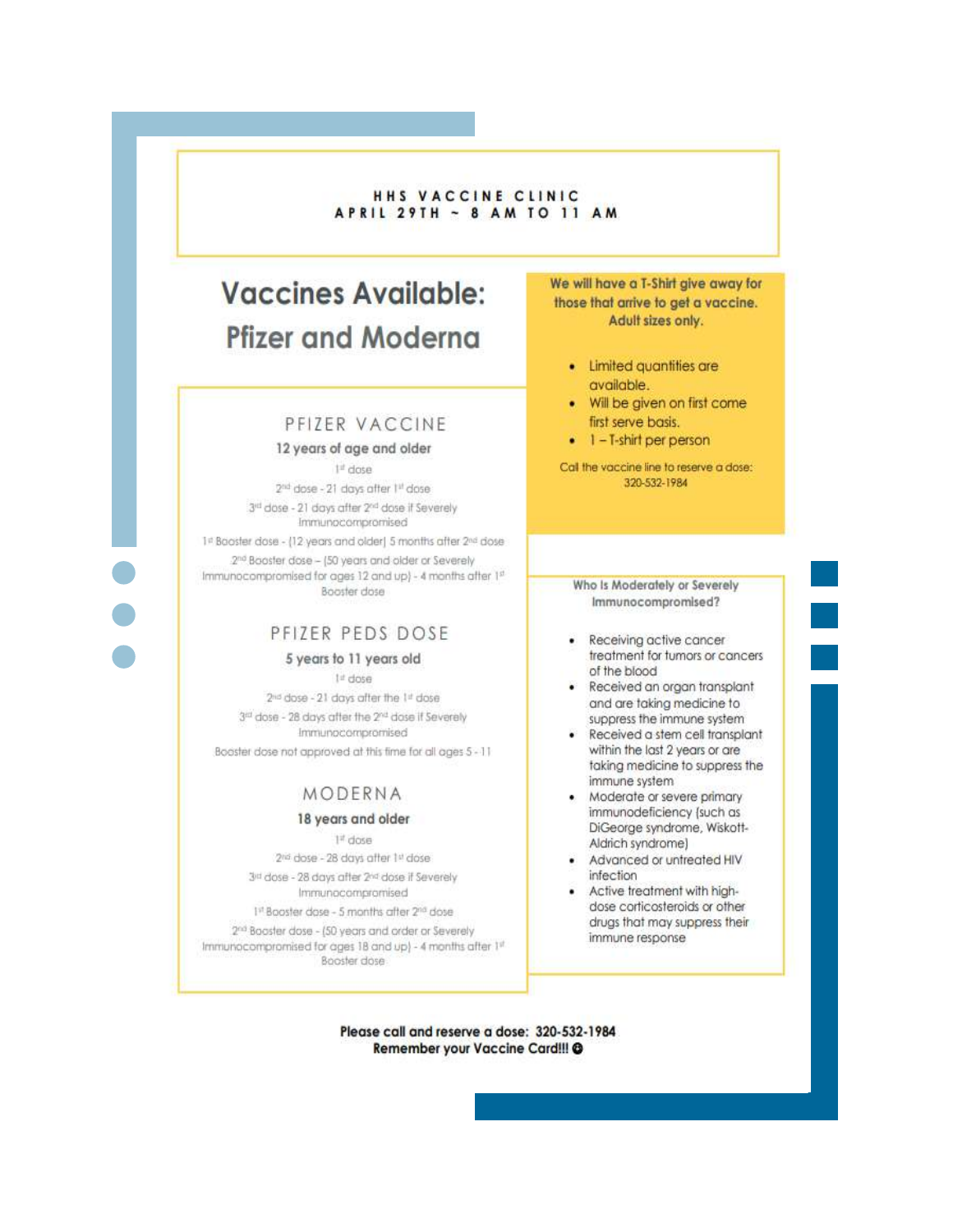# HHS VACCINE CLINIC
## APRIL 29TH ~ 8 AM TO 11 AM

## Vaccines Available: Pfizer and Moderna

### PFIZER VACCINE

**12 years of age and older**

1st dose

2nd dose - 21 days after 1st dose

3rd dose - 21 days after 2nd dose if Severely Immunocompromised

1st Booster dose - (12 years and older) 5 months after 2nd dose

2nd Booster dose – (50 years and older or Severely Immunocompromised for ages 12 and up) - 4 months after 1st Booster dose

### PFIZER PEDS DOSE

**5 years to 11 years old**

1st dose

2nd dose - 21 days after the 1st dose

3rd dose - 28 days after the 2nd dose if Severely Immunocompromised

Booster dose not approved at this time for all ages 5 - 11

### MODERNA

**18 years and older**

1st dose

2nd dose - 28 days after 1st dose

3rd dose - 28 days after 2nd dose if Severely Immunocompromised

1st Booster dose - 5 months after 2nd dose

2nd Booster dose - (50 years and order or Severely Immunocompromised for ages 18 and up) - 4 months after 1st Booster dose

**We will have a T-Shirt give away for those that arrive to get a vaccine. Adult sizes only.**

- Limited quantities are available.
- Will be given on first come first serve basis.
- 1 – T-shirt per person

Call the vaccine line to reserve a dose: 320-532-1984

**Who Is Moderately or Severely Immunocompromised?**

- Receiving active cancer treatment for tumors or cancers of the blood
- Received an organ transplant and are taking medicine to suppress the immune system
- Received a stem cell transplant within the last 2 years or are taking medicine to suppress the immune system
- Moderate or severe primary immunodeficiency (such as DiGeorge syndrome, Wiskott-Aldrich syndrome)
- Advanced or untreated HIV infection
- Active treatment with high-dose corticosteroids or other drugs that may suppress their immune response

**Please call and reserve a dose: 320-532-1984**

**Remember your Vaccine Card!!! ☺**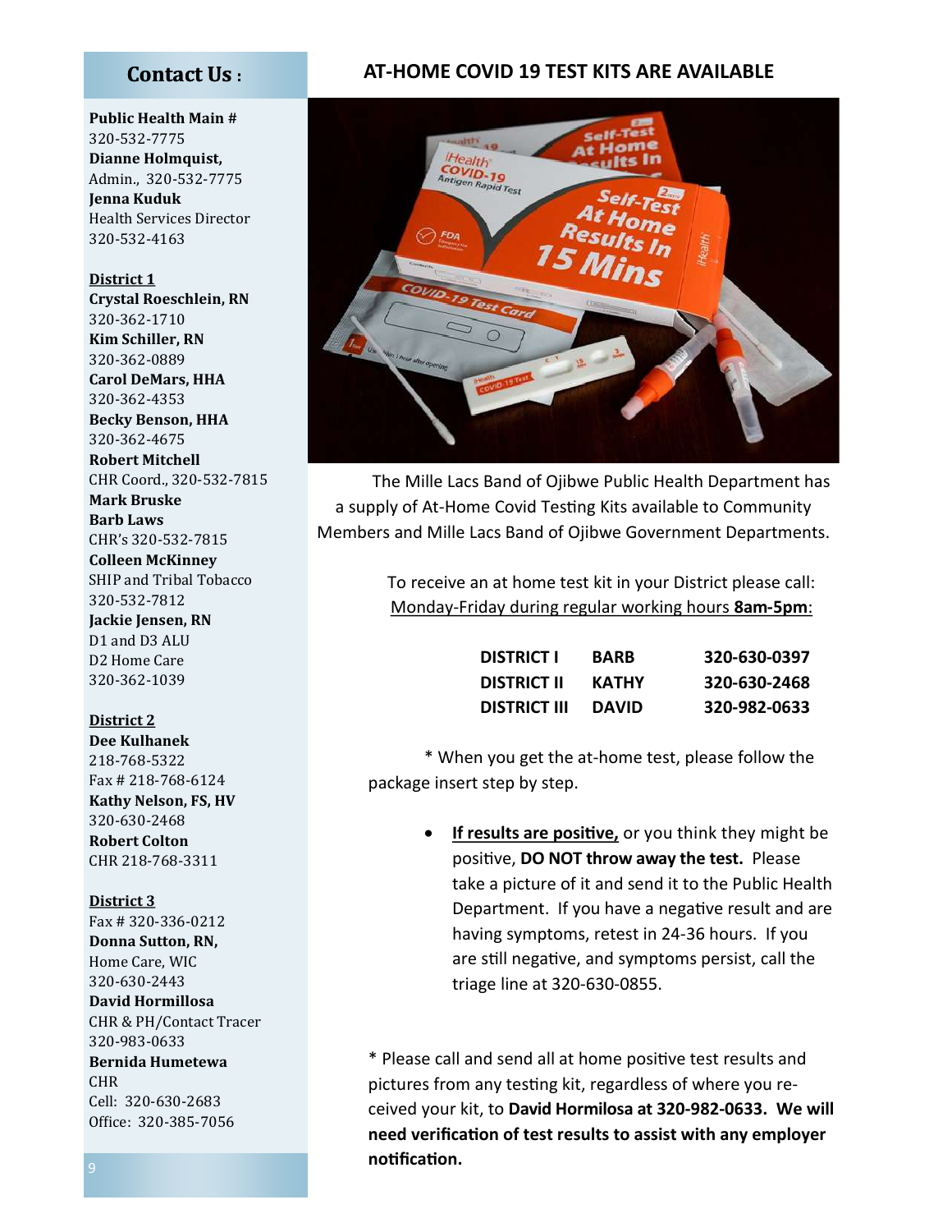## Contact Us :

**Public Health Main #**
320-532-7775
**Dianne Holmquist,**
Admin., 320-532-7775
**Jenna Kuduk**
Health Services Director
320-532-4163

**District 1**
**Crystal Roeschlein, RN**
320-362-1710
**Kim Schiller, RN**
320-362-0889
**Carol DeMars, HHA**
320-362-4353
**Becky Benson, HHA**
320-362-4675
**Robert Mitchell**
CHR Coord., 320-532-7815
**Mark Bruske**
**Barb Laws**
CHR's 320-532-7815
**Colleen McKinney**
SHIP and Tribal Tobacco
320-532-7812
**Jackie Jensen, RN**
D1 and D3 ALU
D2 Home Care
320-362-1039

**District 2**
**Dee Kulhanek**
218-768-5322
Fax # 218-768-6124
**Kathy Nelson, FS, HV**
320-630-2468
**Robert Colton**
CHR 218-768-3311

**District 3**
Fax # 320-336-0212
**Donna Sutton, RN,**
Home Care, WIC
320-630-2443
**David Hormillosa**
CHR & PH/Contact Tracer
320-983-0633
**Bernida Humetewa**
CHR
Cell: 320-630-2683
Office: 320-385-7056

## AT-HOME COVID 19 TEST KITS ARE AVAILABLE

The Mille Lacs Band of Ojibwe Public Health Department has a supply of At-Home Covid Testing Kits available to Community Members and Mille Lacs Band of Ojibwe Government Departments.

To receive an at home test kit in your District please call:
Monday-Friday during regular working hours **8am-5pm**:

| | | |
|---|---|---|
| **DISTRICT I** | **BARB** | **320-630-0397** |
| **DISTRICT II** | **KATHY** | **320-630-2468** |
| **DISTRICT III** | **DAVID** | **320-982-0633** |

* When you get the at-home test, please follow the package insert step by step.

- **If results are positive,** or you think they might be positive, **DO NOT throw away the test.** Please take a picture of it and send it to the Public Health Department. If you have a negative result and are having symptoms, retest in 24-36 hours. If you are still negative, and symptoms persist, call the triage line at 320-630-0855.

* Please call and send all at home positive test results and pictures from any testing kit, regardless of where you received your kit, to **David Hormilosa at 320-982-0633. We will need verification of test results to assist with any employer notification.**